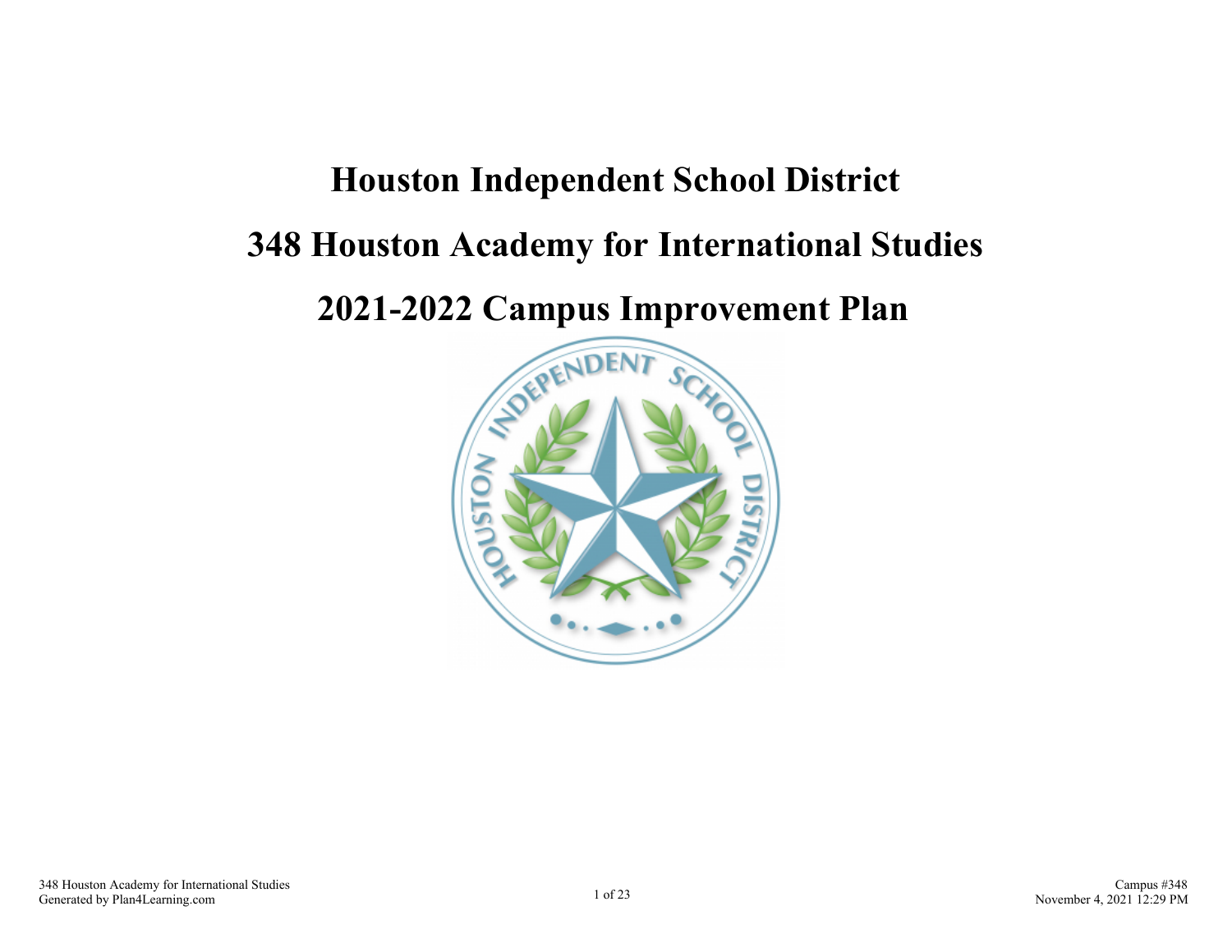# Houston Independent School District

# 348 Houston Academy for International Studies

# 2021-2022 Campus Improvement Plan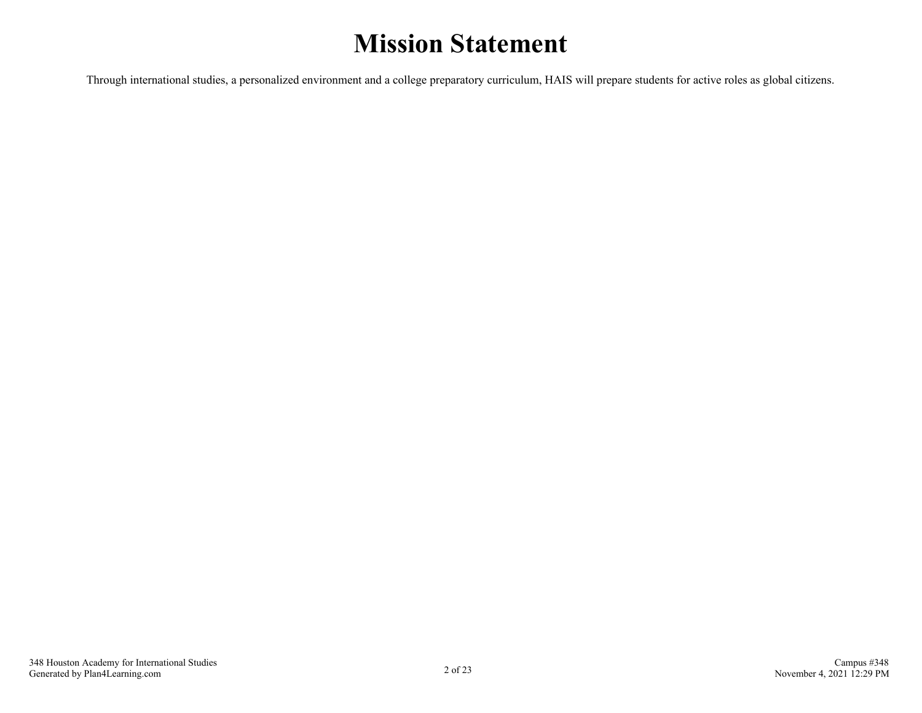# Mission Statement

Through international studies, a personalized environment and a college preparatory curriculum, HAIS will prepare students for active roles as global citizens.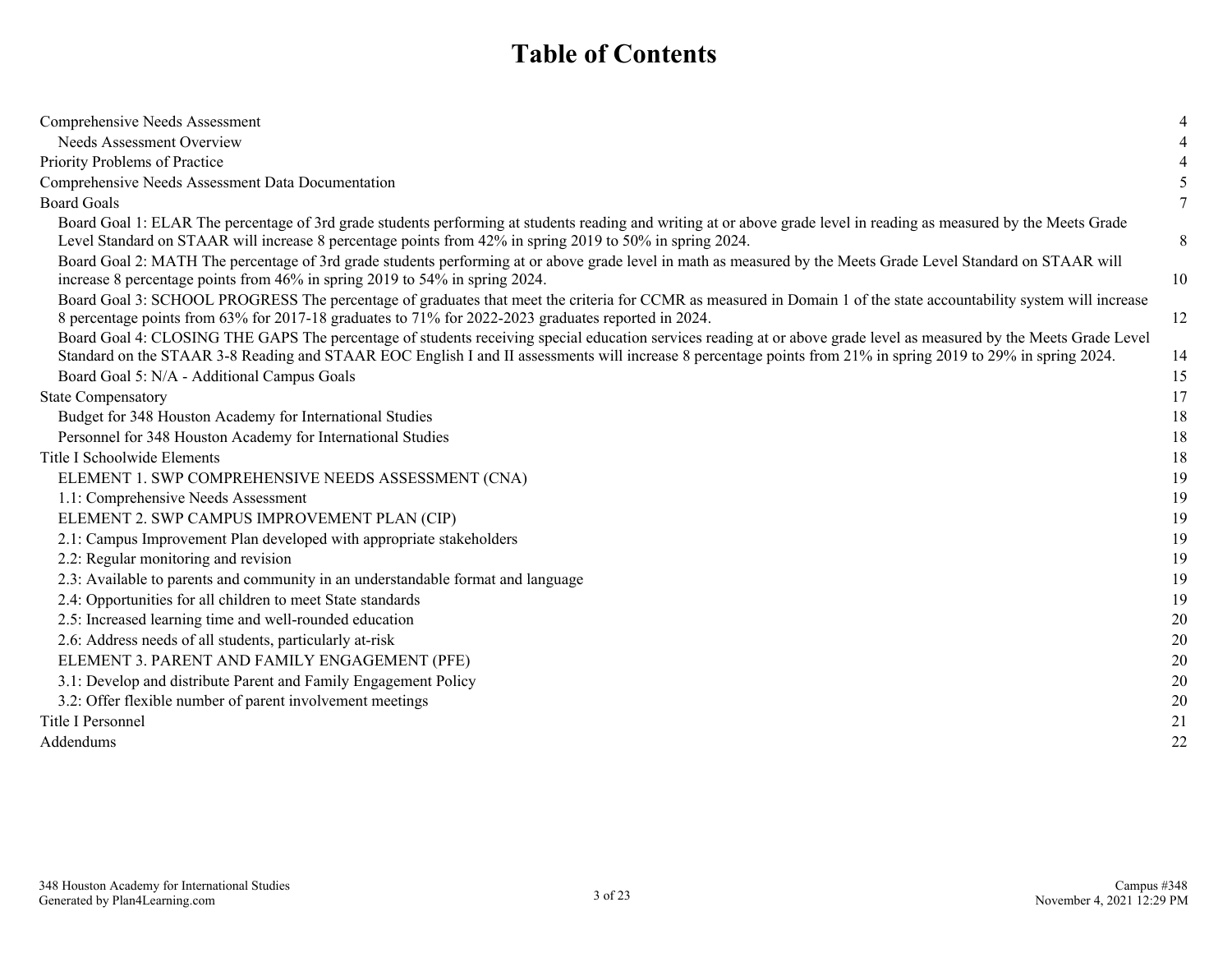# Table of Contents

| | |
|---|---|
| Comprehensive Needs Assessment | 4 |
| Needs Assessment Overview | 4 |
| Priority Problems of Practice | 4 |
| Comprehensive Needs Assessment Data Documentation | 5 |
| Board Goals | 7 |
| Board Goal 1: ELAR The percentage of 3rd grade students performing at students reading and writing at or above grade level in reading as measured by the Meets Grade Level Standard on STAAR will increase 8 percentage points from 42% in spring 2019 to 50% in spring 2024. | 8 |
| Board Goal 2: MATH The percentage of 3rd grade students performing at or above grade level in math as measured by the Meets Grade Level Standard on STAAR will increase 8 percentage points from 46% in spring 2019 to 54% in spring 2024. | 10 |
| Board Goal 3: SCHOOL PROGRESS The percentage of graduates that meet the criteria for CCMR as measured in Domain 1 of the state accountability system will increase 8 percentage points from 63% for 2017-18 graduates to 71% for 2022-2023 graduates reported in 2024. | 12 |
| Board Goal 4: CLOSING THE GAPS The percentage of students receiving special education services reading at or above grade level as measured by the Meets Grade Level Standard on the STAAR 3-8 Reading and STAAR EOC English I and II assessments will increase 8 percentage points from 21% in spring 2019 to 29% in spring 2024. | 14 |
| Board Goal 5: N/A - Additional Campus Goals | 15 |
| State Compensatory | 17 |
| Budget for 348 Houston Academy for International Studies | 18 |
| Personnel for 348 Houston Academy for International Studies | 18 |
| Title I Schoolwide Elements | 18 |
| ELEMENT 1. SWP COMPREHENSIVE NEEDS ASSESSMENT (CNA) | 19 |
| 1.1: Comprehensive Needs Assessment | 19 |
| ELEMENT 2. SWP CAMPUS IMPROVEMENT PLAN (CIP) | 19 |
| 2.1: Campus Improvement Plan developed with appropriate stakeholders | 19 |
| 2.2: Regular monitoring and revision | 19 |
| 2.3: Available to parents and community in an understandable format and language | 19 |
| 2.4: Opportunities for all children to meet State standards | 19 |
| 2.5: Increased learning time and well-rounded education | 20 |
| 2.6: Address needs of all students, particularly at-risk | 20 |
| ELEMENT 3. PARENT AND FAMILY ENGAGEMENT (PFE) | 20 |
| 3.1: Develop and distribute Parent and Family Engagement Policy | 20 |
| 3.2: Offer flexible number of parent involvement meetings | 20 |
| Title I Personnel | 21 |
| Addendums | 22 |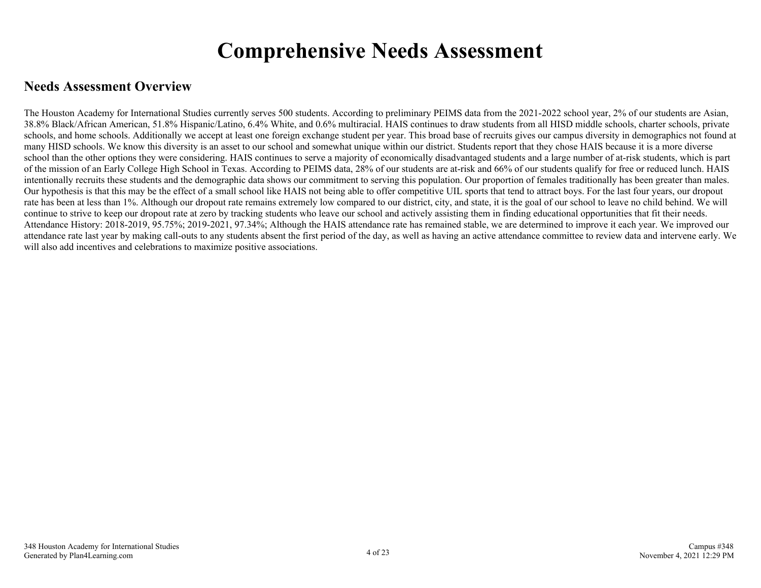# Comprehensive Needs Assessment

## Needs Assessment Overview

The Houston Academy for International Studies currently serves 500 students. According to preliminary PEIMS data from the 2021-2022 school year, 2% of our students are Asian, 38.8% Black/African American, 51.8% Hispanic/Latino, 6.4% White, and 0.6% multiracial. HAIS continues to draw students from all HISD middle schools, charter schools, private schools, and home schools. Additionally we accept at least one foreign exchange student per year. This broad base of recruits gives our campus diversity in demographics not found at many HISD schools. We know this diversity is an asset to our school and somewhat unique within our district. Students report that they chose HAIS because it is a more diverse school than the other options they were considering. HAIS continues to serve a majority of economically disadvantaged students and a large number of at-risk students, which is part of the mission of an Early College High School in Texas. According to PEIMS data, 28% of our students are at-risk and 66% of our students qualify for free or reduced lunch. HAIS intentionally recruits these students and the demographic data shows our commitment to serving this population. Our proportion of females traditionally has been greater than males. Our hypothesis is that this may be the effect of a small school like HAIS not being able to offer competitive UIL sports that tend to attract boys. For the last four years, our dropout rate has been at less than 1%. Although our dropout rate remains extremely low compared to our district, city, and state, it is the goal of our school to leave no child behind. We will continue to strive to keep our dropout rate at zero by tracking students who leave our school and actively assisting them in finding educational opportunities that fit their needs. Attendance History: 2018-2019, 95.75%; 2019-2021, 97.34%; Although the HAIS attendance rate has remained stable, we are determined to improve it each year. We improved our attendance rate last year by making call-outs to any students absent the first period of the day, as well as having an active attendance committee to review data and intervene early. We will also add incentives and celebrations to maximize positive associations.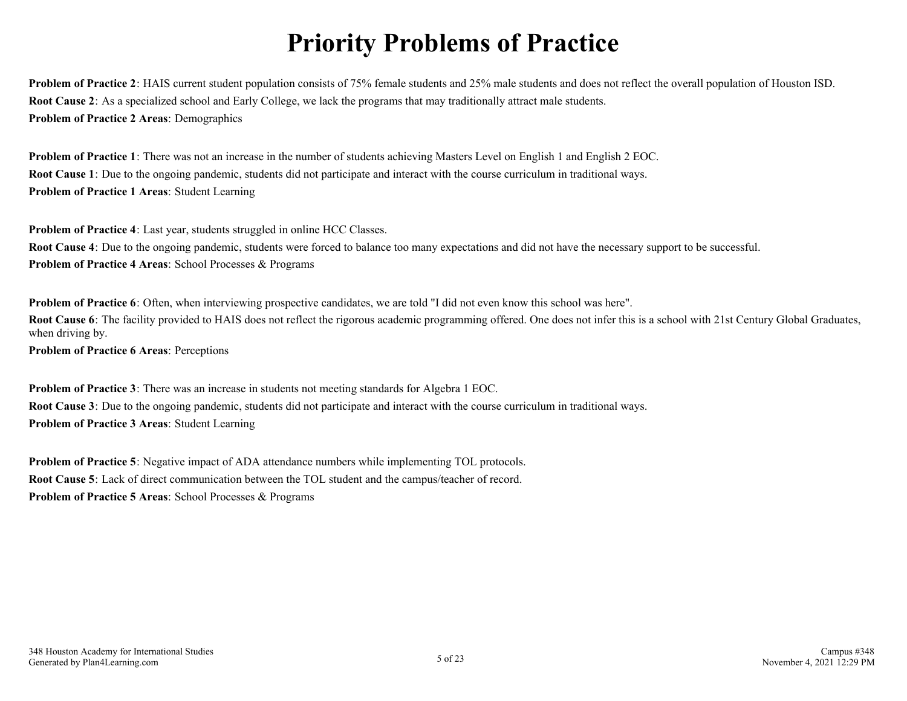# Priority Problems of Practice

**Problem of Practice 2**: HAIS current student population consists of 75% female students and 25% male students and does not reflect the overall population of Houston ISD.

**Root Cause 2**: As a specialized school and Early College, we lack the programs that may traditionally attract male students.

**Problem of Practice 2 Areas**: Demographics

**Problem of Practice 1**: There was not an increase in the number of students achieving Masters Level on English 1 and English 2 EOC.

**Root Cause 1**: Due to the ongoing pandemic, students did not participate and interact with the course curriculum in traditional ways.

**Problem of Practice 1 Areas**: Student Learning

**Problem of Practice 4**: Last year, students struggled in online HCC Classes.

**Root Cause 4**: Due to the ongoing pandemic, students were forced to balance too many expectations and did not have the necessary support to be successful.

**Problem of Practice 4 Areas**: School Processes & Programs

**Problem of Practice 6**: Often, when interviewing prospective candidates, we are told "I did not even know this school was here".

**Root Cause 6**: The facility provided to HAIS does not reflect the rigorous academic programming offered. One does not infer this is a school with 21st Century Global Graduates, when driving by.

**Problem of Practice 6 Areas**: Perceptions

**Problem of Practice 3**: There was an increase in students not meeting standards for Algebra 1 EOC.

**Root Cause 3**: Due to the ongoing pandemic, students did not participate and interact with the course curriculum in traditional ways.

**Problem of Practice 3 Areas**: Student Learning

**Problem of Practice 5**: Negative impact of ADA attendance numbers while implementing TOL protocols.

**Root Cause 5**: Lack of direct communication between the TOL student and the campus/teacher of record.

**Problem of Practice 5 Areas**: School Processes & Programs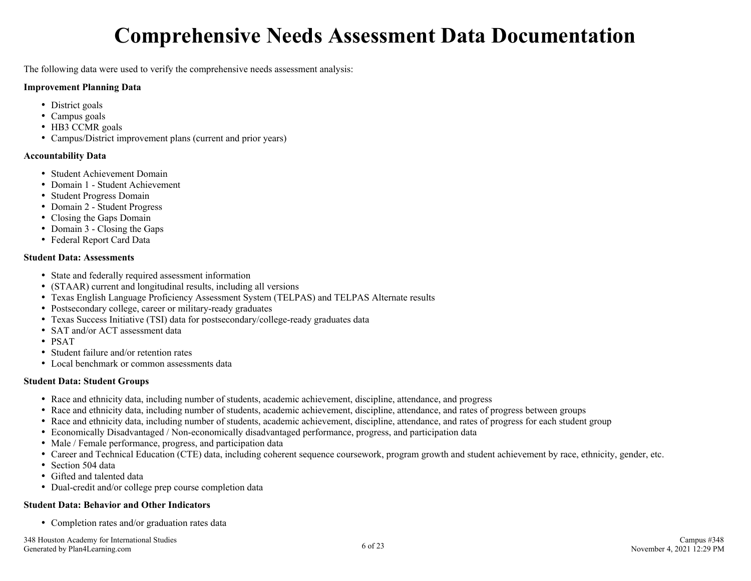# Comprehensive Needs Assessment Data Documentation

The following data were used to verify the comprehensive needs assessment analysis:

**Improvement Planning Data**

- District goals
- Campus goals
- HB3 CCMR goals
- Campus/District improvement plans (current and prior years)

**Accountability Data**

- Student Achievement Domain
- Domain 1 - Student Achievement
- Student Progress Domain
- Domain 2 - Student Progress
- Closing the Gaps Domain
- Domain 3 - Closing the Gaps
- Federal Report Card Data

**Student Data: Assessments**

- State and federally required assessment information
- (STAAR) current and longitudinal results, including all versions
- Texas English Language Proficiency Assessment System (TELPAS) and TELPAS Alternate results
- Postsecondary college, career or military-ready graduates
- Texas Success Initiative (TSI) data for postsecondary/college-ready graduates data
- SAT and/or ACT assessment data
- PSAT
- Student failure and/or retention rates
- Local benchmark or common assessments data

**Student Data: Student Groups**

- Race and ethnicity data, including number of students, academic achievement, discipline, attendance, and progress
- Race and ethnicity data, including number of students, academic achievement, discipline, attendance, and rates of progress between groups
- Race and ethnicity data, including number of students, academic achievement, discipline, attendance, and rates of progress for each student group
- Economically Disadvantaged / Non-economically disadvantaged performance, progress, and participation data
- Male / Female performance, progress, and participation data
- Career and Technical Education (CTE) data, including coherent sequence coursework, program growth and student achievement by race, ethnicity, gender, etc.
- Section 504 data
- Gifted and talented data
- Dual-credit and/or college prep course completion data

**Student Data: Behavior and Other Indicators**

- Completion rates and/or graduation rates data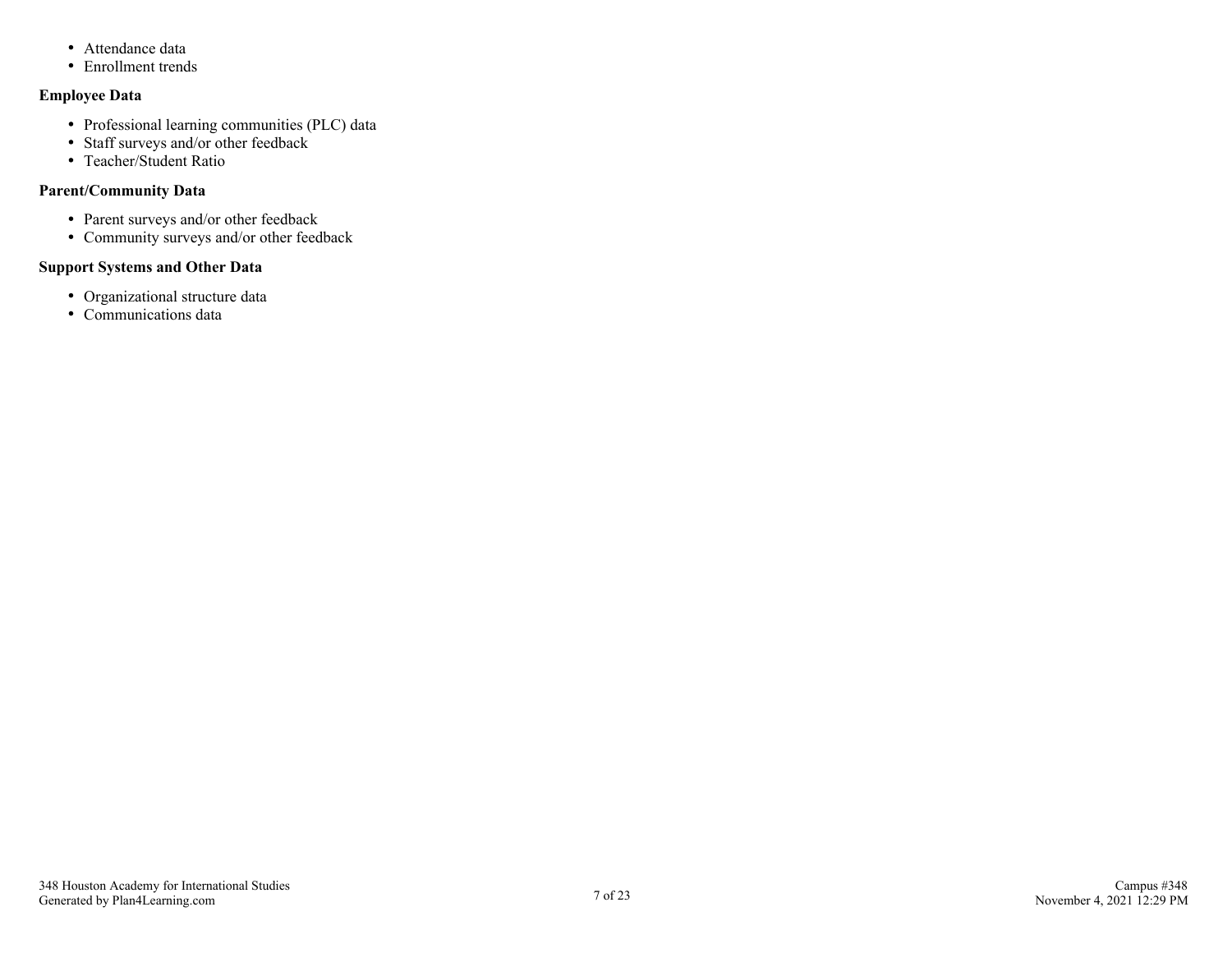- Attendance data
- Enrollment trends

**Employee Data**

- Professional learning communities (PLC) data
- Staff surveys and/or other feedback
- Teacher/Student Ratio

**Parent/Community Data**

- Parent surveys and/or other feedback
- Community surveys and/or other feedback

**Support Systems and Other Data**

- Organizational structure data
- Communications data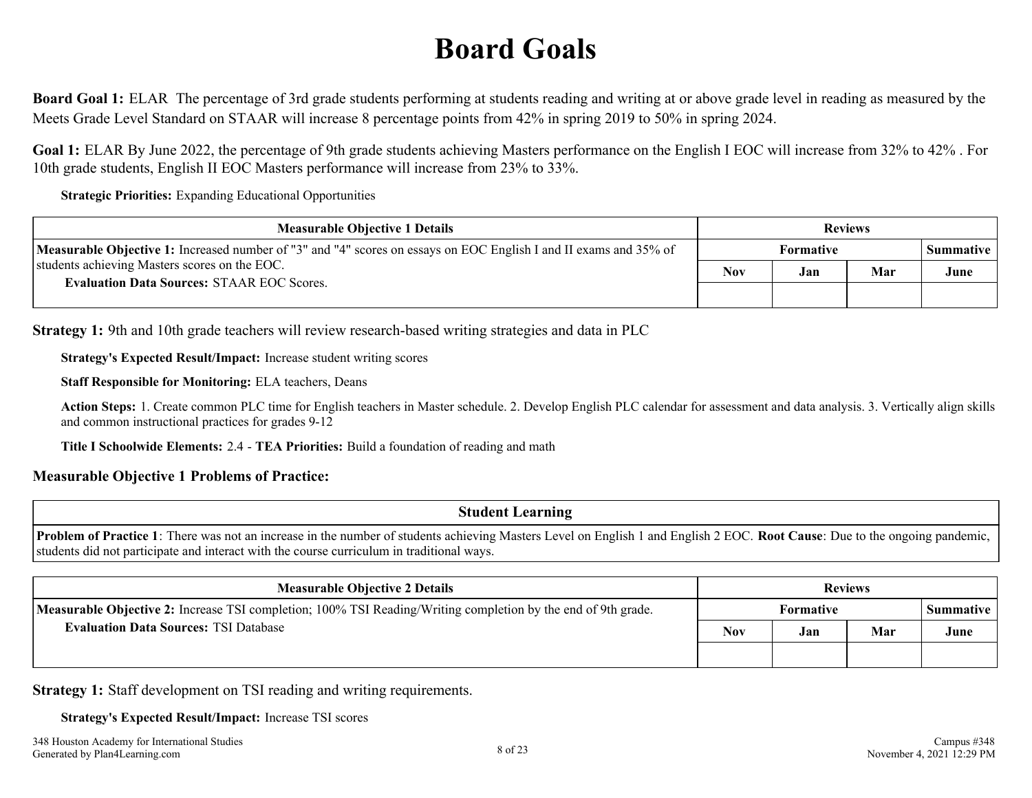# Board Goals

**Board Goal 1:** ELAR The percentage of 3rd grade students performing at students reading and writing at or above grade level in reading as measured by the Meets Grade Level Standard on STAAR will increase 8 percentage points from 42% in spring 2019 to 50% in spring 2024.

**Goal 1:** ELAR By June 2022, the percentage of 9th grade students achieving Masters performance on the English I EOC will increase from 32% to 42% . For 10th grade students, English II EOC Masters performance will increase from 23% to 33%.

**Strategic Priorities:** Expanding Educational Opportunities

| Measurable Objective 1 Details | Reviews | | | |
|---|---|---|---|---|
| | Formative | | | Summative |
| | Nov | Jan | Mar | June |
| **Measurable Objective 1:** Increased number of "3" and "4" scores on essays on EOC English I and II exams and 35% of students achieving Masters scores on the EOC.<br>**Evaluation Data Sources:** STAAR EOC Scores. | | | | |

**Strategy 1:** 9th and 10th grade teachers will review research-based writing strategies and data in PLC

**Strategy's Expected Result/Impact:** Increase student writing scores

**Staff Responsible for Monitoring:** ELA teachers, Deans

**Action Steps:** 1. Create common PLC time for English teachers in Master schedule. 2. Develop English PLC calendar for assessment and data analysis. 3. Vertically align skills and common instructional practices for grades 9-12

**Title I Schoolwide Elements:** 2.4 - **TEA Priorities:** Build a foundation of reading and math

### Measurable Objective 1 Problems of Practice:

| Student Learning |
|---|
| **Problem of Practice 1**: There was not an increase in the number of students achieving Masters Level on English 1 and English 2 EOC. **Root Cause**: Due to the ongoing pandemic, students did not participate and interact with the course curriculum in traditional ways. |

| Measurable Objective 2 Details | Reviews | | | |
|---|---|---|---|---|
| | Formative | | | Summative |
| | Nov | Jan | Mar | June |
| **Measurable Objective 2:** Increase TSI completion; 100% TSI Reading/Writing completion by the end of 9th grade.<br>**Evaluation Data Sources:** TSI Database | | | | |

**Strategy 1:** Staff development on TSI reading and writing requirements.

**Strategy's Expected Result/Impact:** Increase TSI scores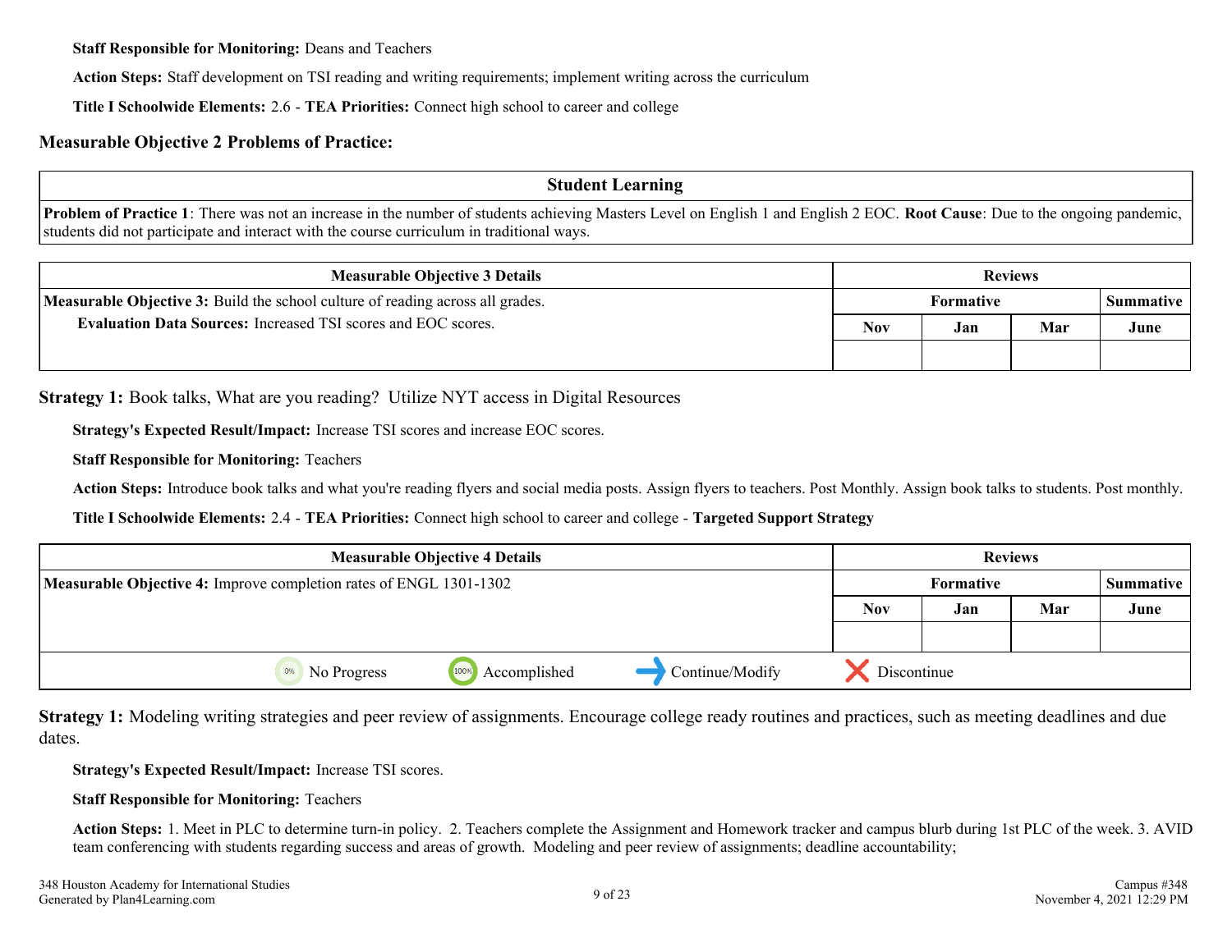**Staff Responsible for Monitoring:** Deans and Teachers

**Action Steps:** Staff development on TSI reading and writing requirements; implement writing across the curriculum

**Title I Schoolwide Elements:** 2.6 - **TEA Priorities:** Connect high school to career and college

### Measurable Objective 2 Problems of Practice:

| Student Learning |
|---|
| **Problem of Practice 1**: There was not an increase in the number of students achieving Masters Level on English 1 and English 2 EOC. **Root Cause**: Due to the ongoing pandemic, students did not participate and interact with the course curriculum in traditional ways. |

| Measurable Objective 3 Details | Reviews | | | |
|---|---|---|---|---|
| **Measurable Objective 3:** Build the school culture of reading across all grades. | Formative | | | Summative |
| **Evaluation Data Sources:** Increased TSI scores and EOC scores. | Nov | Jan | Mar | June |
| | | | | |

**Strategy 1:** Book talks, What are you reading? Utilize NYT access in Digital Resources

**Strategy's Expected Result/Impact:** Increase TSI scores and increase EOC scores.

**Staff Responsible for Monitoring:** Teachers

**Action Steps:** Introduce book talks and what you're reading flyers and social media posts. Assign flyers to teachers. Post Monthly. Assign book talks to students. Post monthly.

**Title I Schoolwide Elements:** 2.4 - **TEA Priorities:** Connect high school to career and college - **Targeted Support Strategy**

| Measurable Objective 4 Details | Reviews | | | |
|---|---|---|---|---|
| **Measurable Objective 4:** Improve completion rates of ENGL 1301-1302 | Formative | | | Summative |
| | Nov | Jan | Mar | June |
| | | | | |

0% No Progress | 100% Accomplished | Continue/Modify | Discontinue

**Strategy 1:** Modeling writing strategies and peer review of assignments. Encourage college ready routines and practices, such as meeting deadlines and due dates.

**Strategy's Expected Result/Impact:** Increase TSI scores.

**Staff Responsible for Monitoring:** Teachers

**Action Steps:** 1. Meet in PLC to determine turn-in policy. 2. Teachers complete the Assignment and Homework tracker and campus blurb during 1st PLC of the week. 3. AVID team conferencing with students regarding success and areas of growth. Modeling and peer review of assignments; deadline accountability;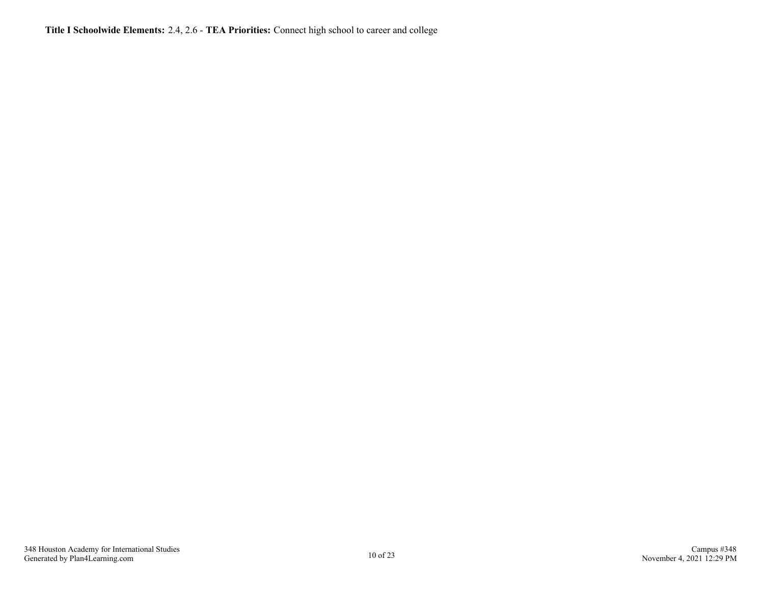**Title I Schoolwide Elements:** 2.4, 2.6 - **TEA Priorities:** Connect high school to career and college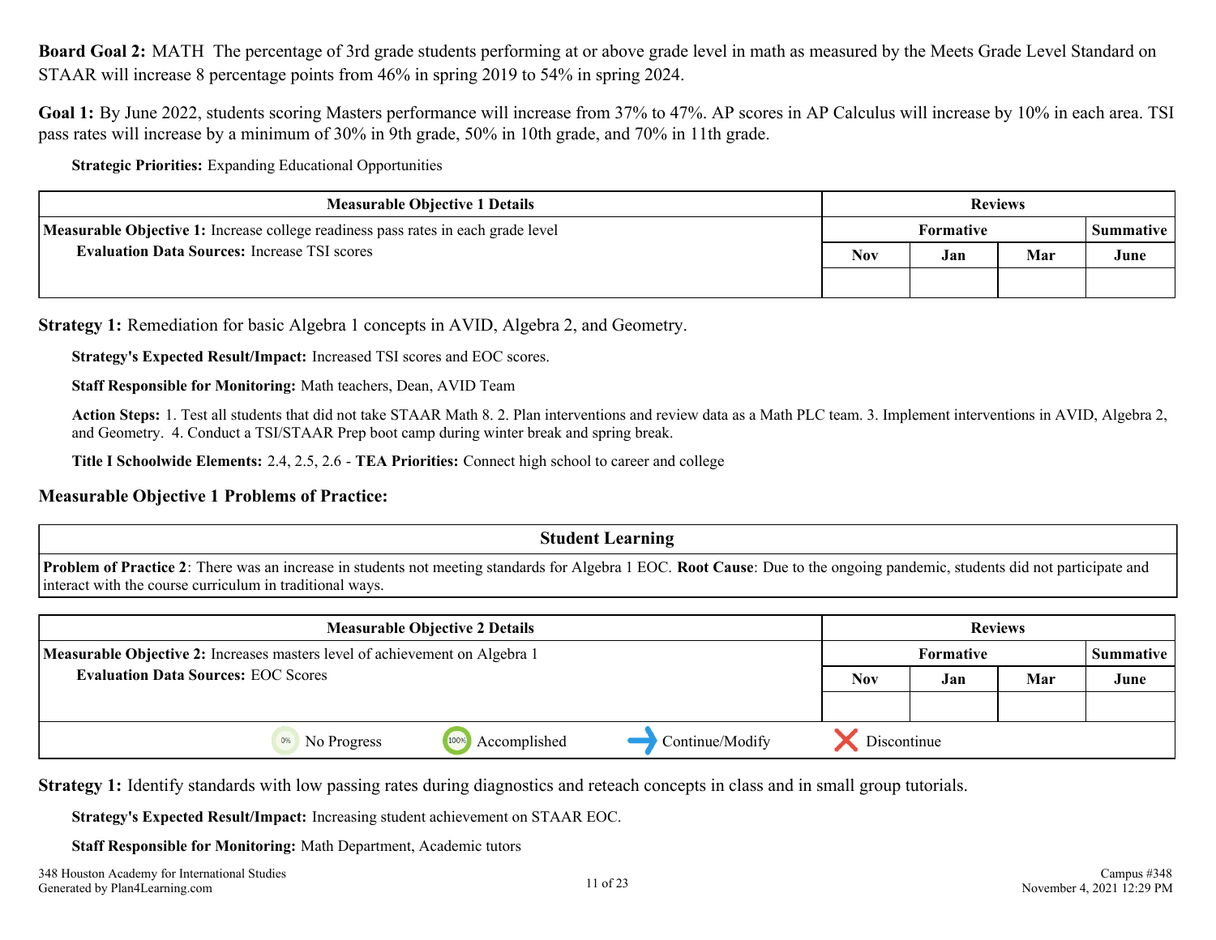**Board Goal 2:** MATH The percentage of 3rd grade students performing at or above grade level in math as measured by the Meets Grade Level Standard on STAAR will increase 8 percentage points from 46% in spring 2019 to 54% in spring 2024.

**Goal 1:** By June 2022, students scoring Masters performance will increase from 37% to 47%. AP scores in AP Calculus will increase by 10% in each area. TSI pass rates will increase by a minimum of 30% in 9th grade, 50% in 10th grade, and 70% in 11th grade.

**Strategic Priorities:** Expanding Educational Opportunities

| Measurable Objective 1 Details | Reviews | | | |
|---|---|---|---|---|
| | Formative | | | Summative |
| **Measurable Objective 1:** Increase college readiness pass rates in each grade level<br>**Evaluation Data Sources:** Increase TSI scores | Nov | Jan | Mar | June |
| | | | | |

**Strategy 1:** Remediation for basic Algebra 1 concepts in AVID, Algebra 2, and Geometry.

**Strategy's Expected Result/Impact:** Increased TSI scores and EOC scores.

**Staff Responsible for Monitoring:** Math teachers, Dean, AVID Team

**Action Steps:** 1. Test all students that did not take STAAR Math 8. 2. Plan interventions and review data as a Math PLC team. 3. Implement interventions in AVID, Algebra 2, and Geometry. 4. Conduct a TSI/STAAR Prep boot camp during winter break and spring break.

**Title I Schoolwide Elements:** 2.4, 2.5, 2.6 - **TEA Priorities:** Connect high school to career and college

### Measurable Objective 1 Problems of Practice:

| Student Learning |
|---|
| **Problem of Practice 2**: There was an increase in students not meeting standards for Algebra 1 EOC. **Root Cause**: Due to the ongoing pandemic, students did not participate and interact with the course curriculum in traditional ways. |

| Measurable Objective 2 Details | Reviews | | | |
|---|---|---|---|---|
| | Formative | | | Summative |
| **Measurable Objective 2:** Increases masters level of achievement on Algebra 1<br>**Evaluation Data Sources:** EOC Scores | Nov | Jan | Mar | June |
| | | | | |

0% No Progress | 100% Accomplished | Continue/Modify | Discontinue

**Strategy 1:** Identify standards with low passing rates during diagnostics and reteach concepts in class and in small group tutorials.

**Strategy's Expected Result/Impact:** Increasing student achievement on STAAR EOC.

**Staff Responsible for Monitoring:** Math Department, Academic tutors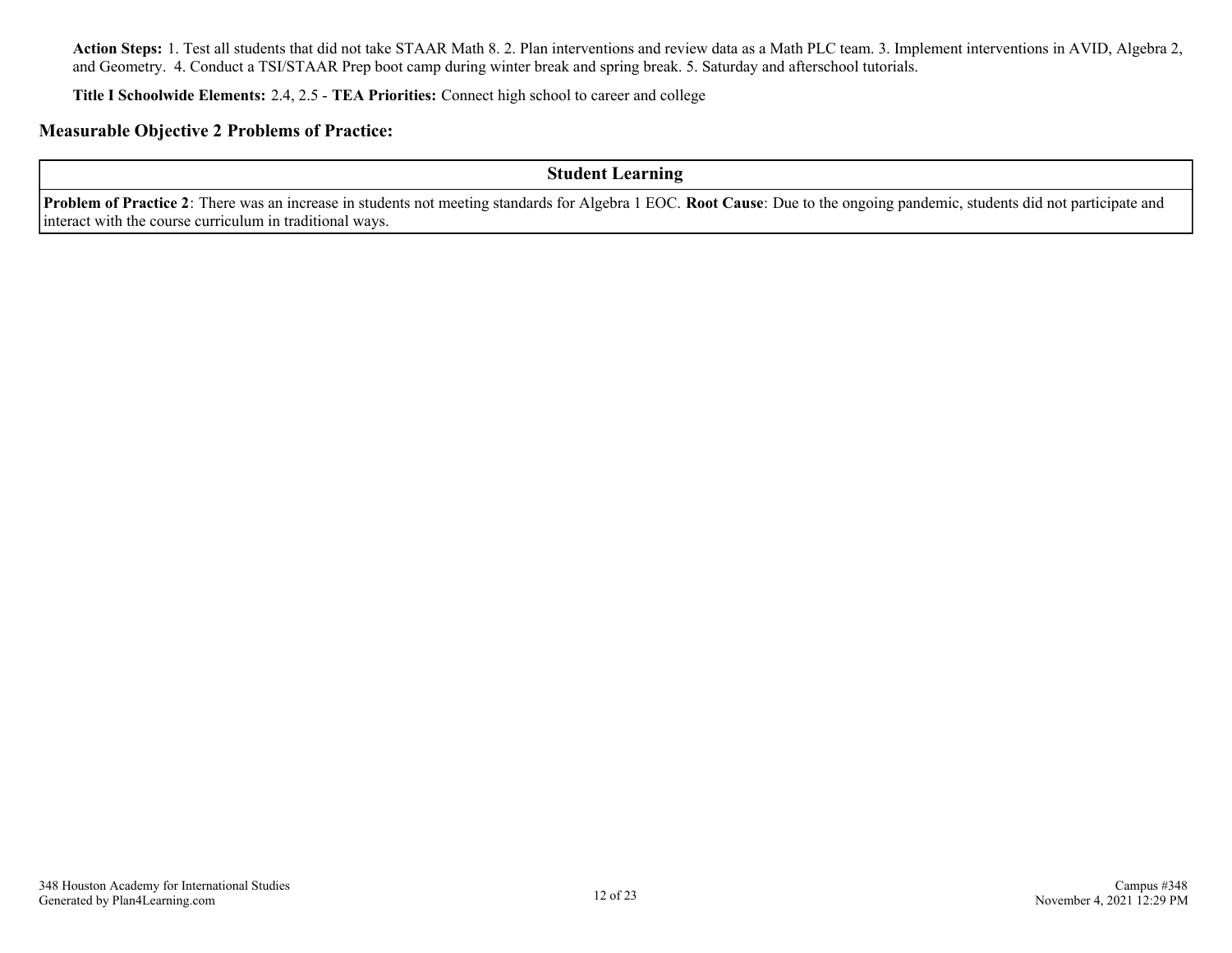**Action Steps:** 1. Test all students that did not take STAAR Math 8. 2. Plan interventions and review data as a Math PLC team. 3. Implement interventions in AVID, Algebra 2, and Geometry. 4. Conduct a TSI/STAAR Prep boot camp during winter break and spring break. 5. Saturday and afterschool tutorials.

**Title I Schoolwide Elements:** 2.4, 2.5 - **TEA Priorities:** Connect high school to career and college

### Measurable Objective 2 Problems of Practice:

| Student Learning |
| --- |
| **Problem of Practice 2**: There was an increase in students not meeting standards for Algebra 1 EOC. **Root Cause**: Due to the ongoing pandemic, students did not participate and interact with the course curriculum in traditional ways. |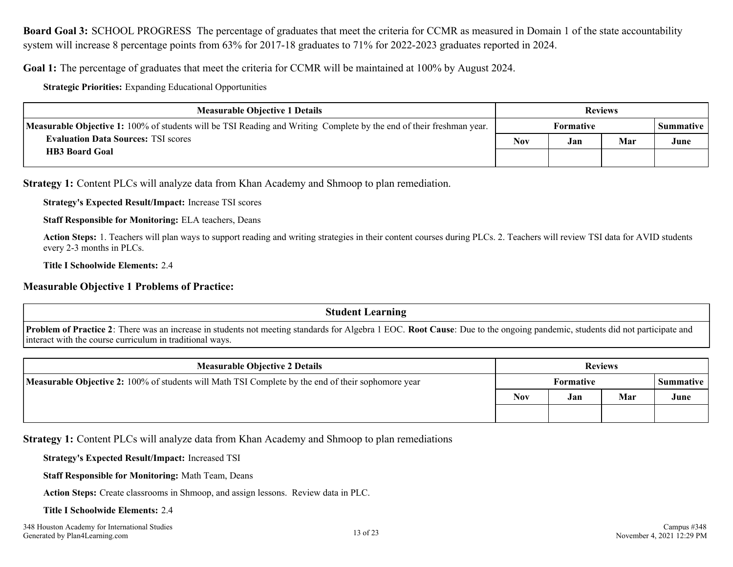**Board Goal 3:** SCHOOL PROGRESS The percentage of graduates that meet the criteria for CCMR as measured in Domain 1 of the state accountability system will increase 8 percentage points from 63% for 2017-18 graduates to 71% for 2022-2023 graduates reported in 2024.

**Goal 1:** The percentage of graduates that meet the criteria for CCMR will be maintained at 100% by August 2024.

**Strategic Priorities:** Expanding Educational Opportunities

| Measurable Objective 1 Details | Reviews | | | |
|---|---|---|---|---|
| **Measurable Objective 1:** 100% of students will be TSI Reading and Writing Complete by the end of their freshman year. | Formative | | | Summative |
| **Evaluation Data Sources:** TSI scores<br>**HB3 Board Goal** | Nov | Jan | Mar | June |
| | | | | |

**Strategy 1:** Content PLCs will analyze data from Khan Academy and Shmoop to plan remediation.

**Strategy's Expected Result/Impact:** Increase TSI scores

**Staff Responsible for Monitoring:** ELA teachers, Deans

**Action Steps:** 1. Teachers will plan ways to support reading and writing strategies in their content courses during PLCs. 2. Teachers will review TSI data for AVID students every 2-3 months in PLCs.

**Title I Schoolwide Elements:** 2.4

## Measurable Objective 1 Problems of Practice:

| Student Learning |
|---|
| **Problem of Practice 2**: There was an increase in students not meeting standards for Algebra 1 EOC. **Root Cause**: Due to the ongoing pandemic, students did not participate and interact with the course curriculum in traditional ways. |

| Measurable Objective 2 Details | Reviews | | | |
|---|---|---|---|---|
| **Measurable Objective 2:** 100% of students will Math TSI Complete by the end of their sophomore year | Formative | | | Summative |
| | Nov | Jan | Mar | June |
| | | | | |

**Strategy 1:** Content PLCs will analyze data from Khan Academy and Shmoop to plan remediations

**Strategy's Expected Result/Impact:** Increased TSI

**Staff Responsible for Monitoring:** Math Team, Deans

**Action Steps:** Create classrooms in Shmoop, and assign lessons. Review data in PLC.

**Title I Schoolwide Elements:** 2.4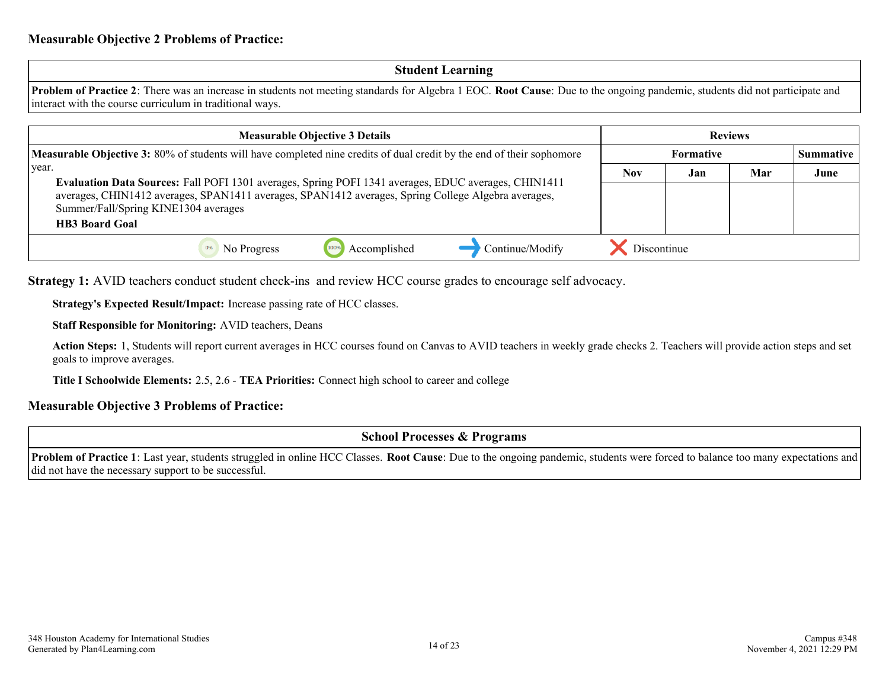**Measurable Objective 2 Problems of Practice:**

| Student Learning |
|---|
| **Problem of Practice 2**: There was an increase in students not meeting standards for Algebra 1 EOC. **Root Cause**: Due to the ongoing pandemic, students did not participate and interact with the course curriculum in traditional ways. |

| Measurable Objective 3 Details | Reviews | | | |
|---|---|---|---|---|
| | Formative | | | Summative |
| | Nov | Jan | Mar | June |
| **Measurable Objective 3:** 80% of students will have completed nine credits of dual credit by the end of their sophomore year.<br>**Evaluation Data Sources:** Fall POFI 1301 averages, Spring POFI 1341 averages, EDUC averages, CHIN1411 averages, CHIN1412 averages, SPAN1411 averages, SPAN1412 averages, Spring College Algebra averages, Summer/Fall/Spring KINE1304 averages<br>**HB3 Board Goal** | | | | |
| 0% No Progress — 100% Accomplished — Continue/Modify — Discontinue | | | | |

**Strategy 1:** AVID teachers conduct student check-ins and review HCC course grades to encourage self advocacy.

**Strategy's Expected Result/Impact:** Increase passing rate of HCC classes.

**Staff Responsible for Monitoring:** AVID teachers, Deans

**Action Steps:** 1, Students will report current averages in HCC courses found on Canvas to AVID teachers in weekly grade checks 2. Teachers will provide action steps and set goals to improve averages.

**Title I Schoolwide Elements:** 2.5, 2.6 - **TEA Priorities:** Connect high school to career and college

**Measurable Objective 3 Problems of Practice:**

| School Processes & Programs |
|---|
| **Problem of Practice 1**: Last year, students struggled in online HCC Classes. **Root Cause**: Due to the ongoing pandemic, students were forced to balance too many expectations and did not have the necessary support to be successful. |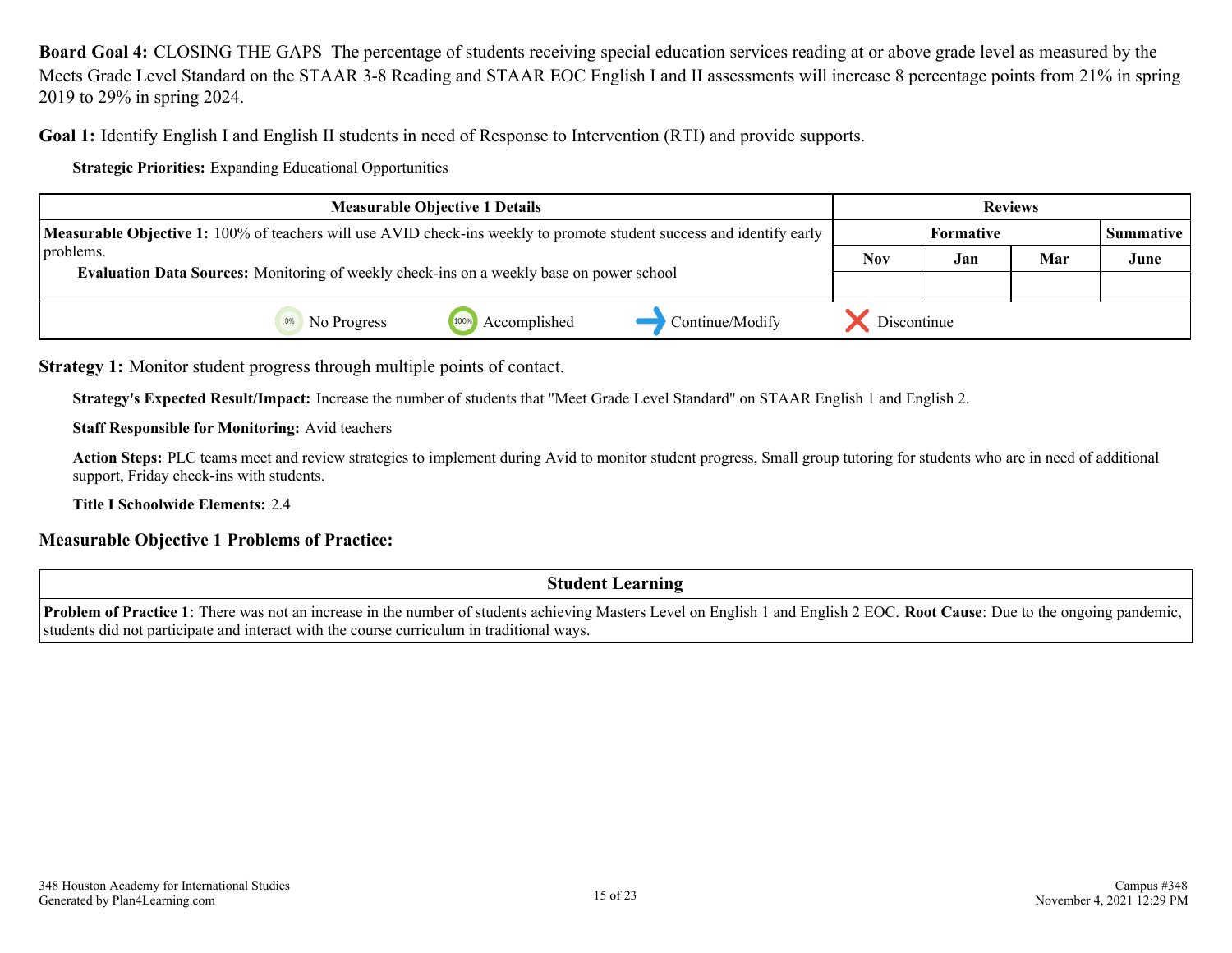**Board Goal 4:** CLOSING THE GAPS The percentage of students receiving special education services reading at or above grade level as measured by the Meets Grade Level Standard on the STAAR 3-8 Reading and STAAR EOC English I and II assessments will increase 8 percentage points from 21% in spring 2019 to 29% in spring 2024.

**Goal 1:** Identify English I and English II students in need of Response to Intervention (RTI) and provide supports.

**Strategic Priorities:** Expanding Educational Opportunities

| Measurable Objective 1 Details | Reviews | | | |
|---|---|---|---|---|
| | Formative | | | Summative |
| **Measurable Objective 1:** 100% of teachers will use AVID check-ins weekly to promote student success and identify early problems. **Evaluation Data Sources:** Monitoring of weekly check-ins on a weekly base on power school | Nov | Jan | Mar | June |
| | | | | |
| No Progress · Accomplished · Continue/Modify · Discontinue | | | | |

**Strategy 1:** Monitor student progress through multiple points of contact.

**Strategy's Expected Result/Impact:** Increase the number of students that "Meet Grade Level Standard" on STAAR English 1 and English 2.

**Staff Responsible for Monitoring:** Avid teachers

**Action Steps:** PLC teams meet and review strategies to implement during Avid to monitor student progress, Small group tutoring for students who are in need of additional support, Friday check-ins with students.

**Title I Schoolwide Elements:** 2.4

## Measurable Objective 1 Problems of Practice:

| Student Learning |
|---|
| **Problem of Practice 1**: There was not an increase in the number of students achieving Masters Level on English 1 and English 2 EOC. **Root Cause**: Due to the ongoing pandemic, students did not participate and interact with the course curriculum in traditional ways. |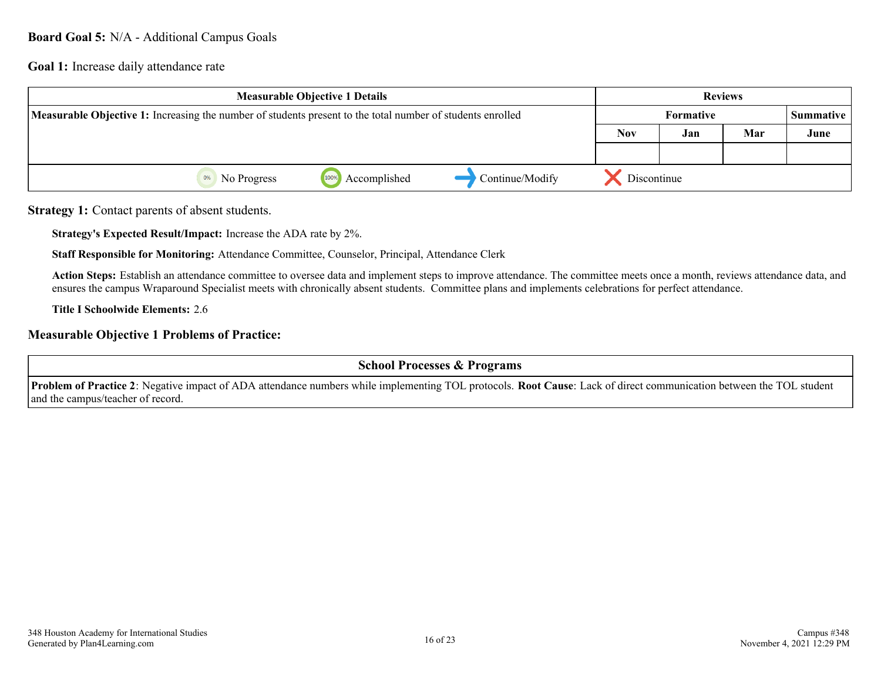**Board Goal 5:** N/A - Additional Campus Goals

**Goal 1:** Increase daily attendance rate

| Measurable Objective 1 Details | Reviews | | | |
|---|---|---|---|---|
| **Measurable Objective 1:** Increasing the number of students present to the total number of students enrolled | Formative | | | Summative |
| | Nov | Jan | Mar | June |
| | | | | |
| 0% No Progress · 100% Accomplished · Continue/Modify · Discontinue | | | | |

**Strategy 1:** Contact parents of absent students.

**Strategy's Expected Result/Impact:** Increase the ADA rate by 2%.

**Staff Responsible for Monitoring:** Attendance Committee, Counselor, Principal, Attendance Clerk

**Action Steps:** Establish an attendance committee to oversee data and implement steps to improve attendance. The committee meets once a month, reviews attendance data, and ensures the campus Wraparound Specialist meets with chronically absent students. Committee plans and implements celebrations for perfect attendance.

**Title I Schoolwide Elements:** 2.6

### Measurable Objective 1 Problems of Practice:

| School Processes & Programs |
|---|
| **Problem of Practice 2**: Negative impact of ADA attendance numbers while implementing TOL protocols. **Root Cause**: Lack of direct communication between the TOL student and the campus/teacher of record. |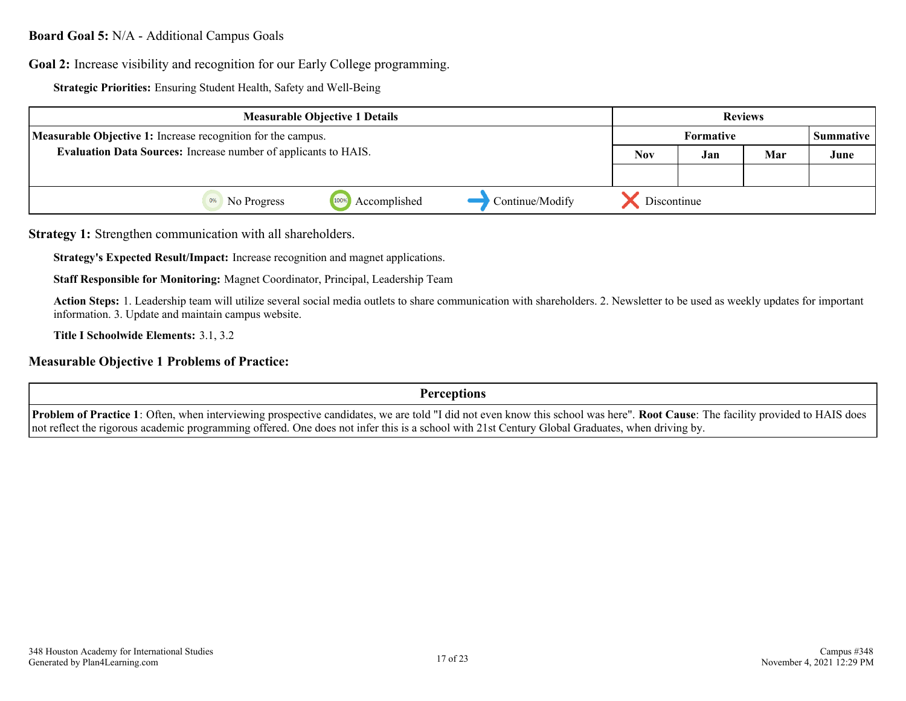**Board Goal 5:** N/A - Additional Campus Goals

**Goal 2:** Increase visibility and recognition for our Early College programming.

**Strategic Priorities:** Ensuring Student Health, Safety and Well-Being

| Measurable Objective 1 Details | Reviews | | | |
|---|---|---|---|---|
| **Measurable Objective 1:** Increase recognition for the campus. | Formative | | | Summative |
| **Evaluation Data Sources:** Increase number of applicants to HAIS. | Nov | Jan | Mar | June |
| | | | | |
| No Progress / Accomplished / Continue/Modify / Discontinue | | | | |

**Strategy 1:** Strengthen communication with all shareholders.

**Strategy's Expected Result/Impact:** Increase recognition and magnet applications.

**Staff Responsible for Monitoring:** Magnet Coordinator, Principal, Leadership Team

**Action Steps:** 1. Leadership team will utilize several social media outlets to share communication with shareholders. 2. Newsletter to be used as weekly updates for important information. 3. Update and maintain campus website.

**Title I Schoolwide Elements:** 3.1, 3.2

**Measurable Objective 1 Problems of Practice:**

| Perceptions |
|---|
| **Problem of Practice 1**: Often, when interviewing prospective candidates, we are told "I did not even know this school was here". **Root Cause**: The facility provided to HAIS does not reflect the rigorous academic programming offered. One does not infer this is a school with 21st Century Global Graduates, when driving by. |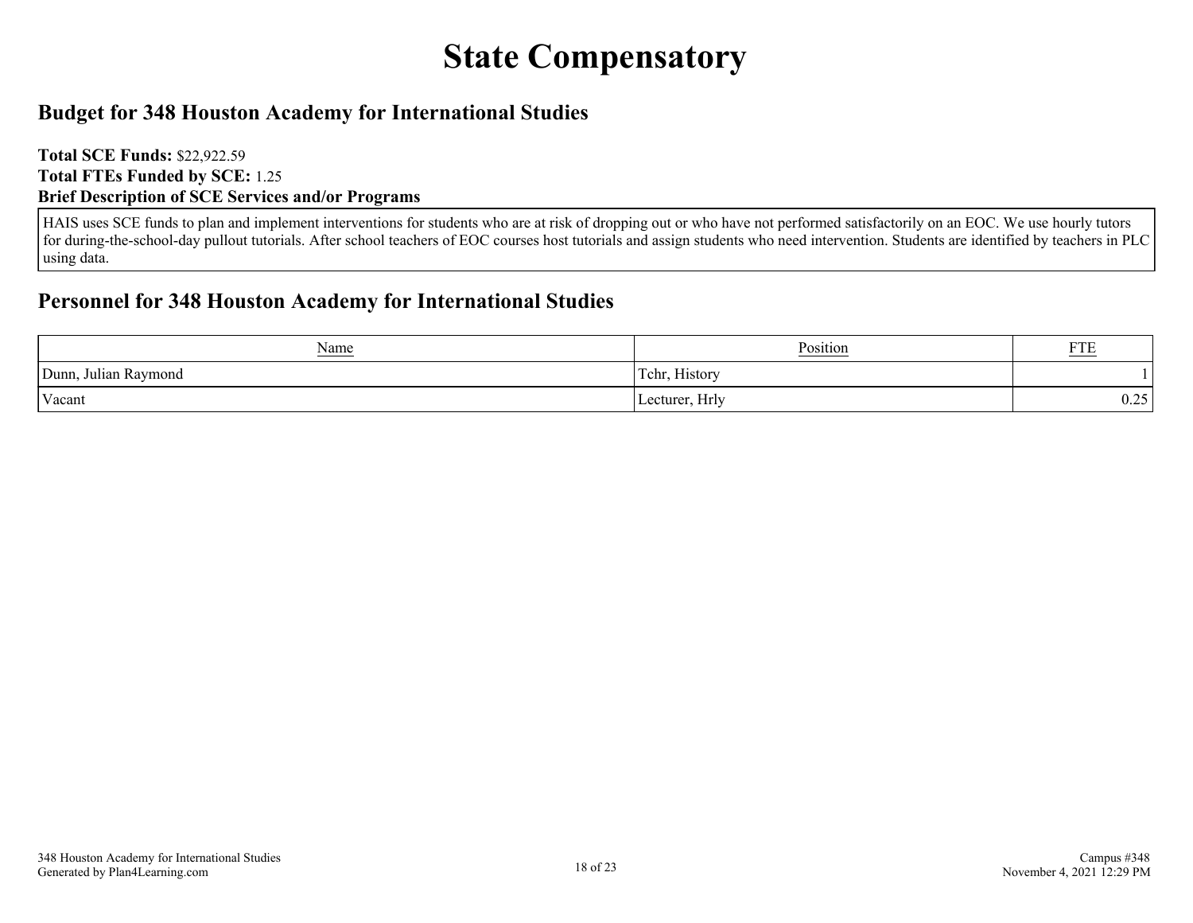# State Compensatory

## Budget for 348 Houston Academy for International Studies

**Total SCE Funds:** $22,922.59
**Total FTEs Funded by SCE:** 1.25
**Brief Description of SCE Services and/or Programs**

HAIS uses SCE funds to plan and implement interventions for students who are at risk of dropping out or who have not performed satisfactorily on an EOC. We use hourly tutors for during-the-school-day pullout tutorials. After school teachers of EOC courses host tutorials and assign students who need intervention. Students are identified by teachers in PLC using data.

## Personnel for 348 Houston Academy for International Studies

| Name | Position | FTE |
|---|---|---|
| Dunn, Julian Raymond | Tchr, History | 1 |
| Vacant | Lecturer, Hrly | 0.25 |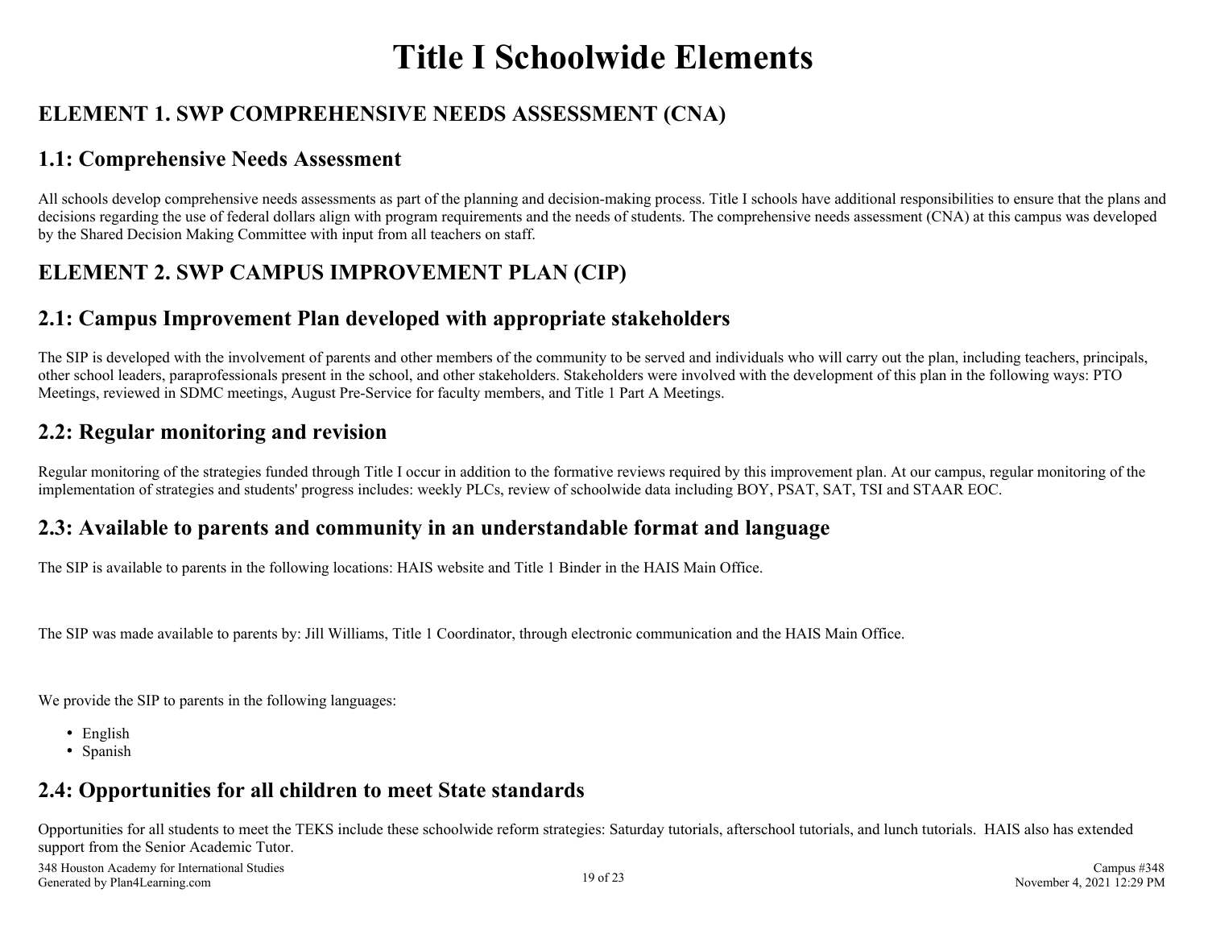# Title I Schoolwide Elements

## ELEMENT 1. SWP COMPREHENSIVE NEEDS ASSESSMENT (CNA)

### 1.1: Comprehensive Needs Assessment

All schools develop comprehensive needs assessments as part of the planning and decision-making process. Title I schools have additional responsibilities to ensure that the plans and decisions regarding the use of federal dollars align with program requirements and the needs of students. The comprehensive needs assessment (CNA) at this campus was developed by the Shared Decision Making Committee with input from all teachers on staff.

## ELEMENT 2. SWP CAMPUS IMPROVEMENT PLAN (CIP)

### 2.1: Campus Improvement Plan developed with appropriate stakeholders

The SIP is developed with the involvement of parents and other members of the community to be served and individuals who will carry out the plan, including teachers, principals, other school leaders, paraprofessionals present in the school, and other stakeholders. Stakeholders were involved with the development of this plan in the following ways: PTO Meetings, reviewed in SDMC meetings, August Pre-Service for faculty members, and Title 1 Part A Meetings.

### 2.2: Regular monitoring and revision

Regular monitoring of the strategies funded through Title I occur in addition to the formative reviews required by this improvement plan. At our campus, regular monitoring of the implementation of strategies and students' progress includes: weekly PLCs, review of schoolwide data including BOY, PSAT, SAT, TSI and STAAR EOC.

### 2.3: Available to parents and community in an understandable format and language

The SIP is available to parents in the following locations: HAIS website and Title 1 Binder in the HAIS Main Office.

The SIP was made available to parents by: Jill Williams, Title 1 Coordinator, through electronic communication and the HAIS Main Office.

We provide the SIP to parents in the following languages:

- English
- Spanish

### 2.4: Opportunities for all children to meet State standards

Opportunities for all students to meet the TEKS include these schoolwide reform strategies: Saturday tutorials, afterschool tutorials, and lunch tutorials.  HAIS also has extended support from the Senior Academic Tutor.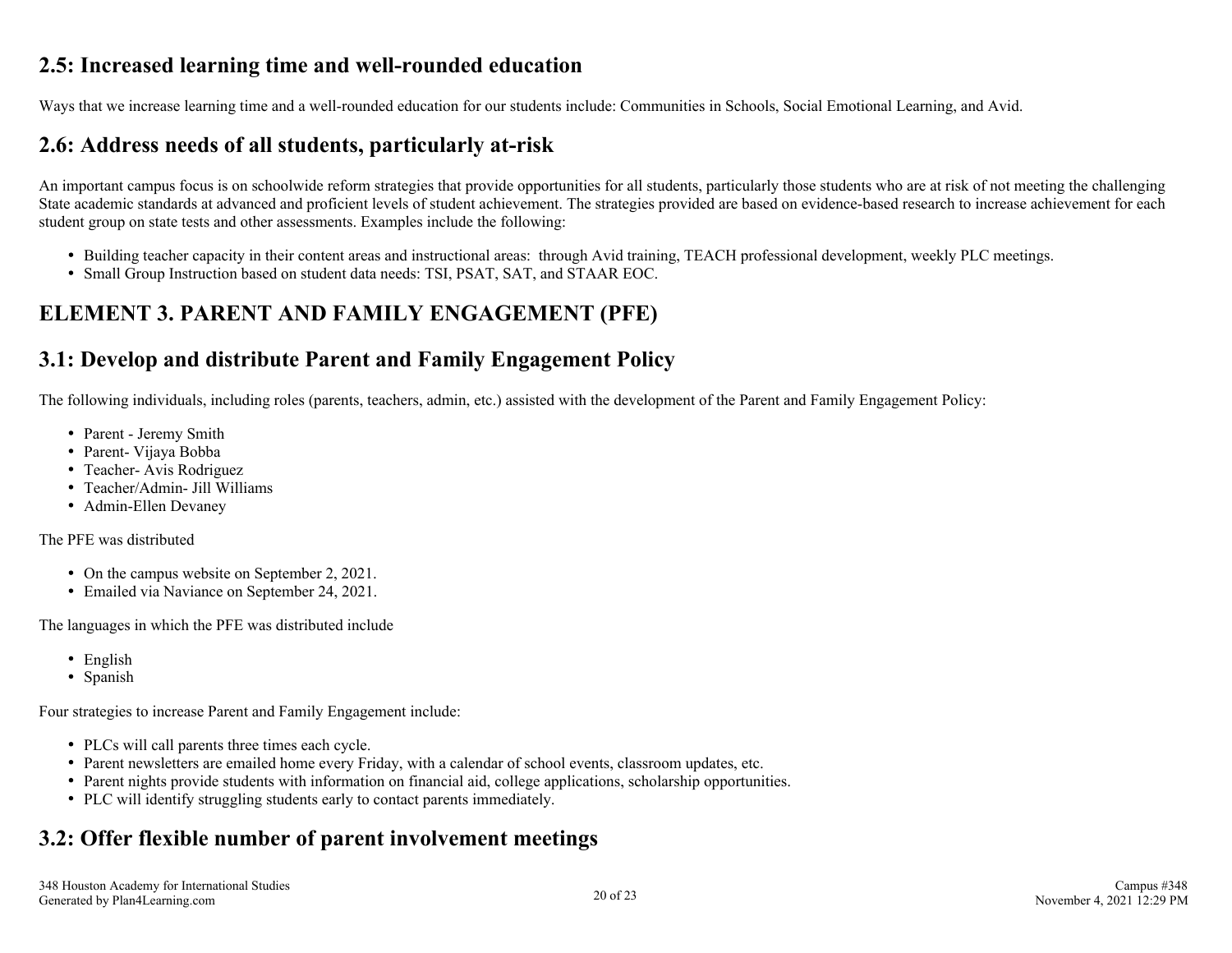## 2.5: Increased learning time and well-rounded education

Ways that we increase learning time and a well-rounded education for our students include: Communities in Schools, Social Emotional Learning, and Avid.

## 2.6: Address needs of all students, particularly at-risk

An important campus focus is on schoolwide reform strategies that provide opportunities for all students, particularly those students who are at risk of not meeting the challenging State academic standards at advanced and proficient levels of student achievement. The strategies provided are based on evidence-based research to increase achievement for each student group on state tests and other assessments. Examples include the following:

- Building teacher capacity in their content areas and instructional areas: through Avid training, TEACH professional development, weekly PLC meetings.
- Small Group Instruction based on student data needs: TSI, PSAT, SAT, and STAAR EOC.

# ELEMENT 3. PARENT AND FAMILY ENGAGEMENT (PFE)

## 3.1: Develop and distribute Parent and Family Engagement Policy

The following individuals, including roles (parents, teachers, admin, etc.) assisted with the development of the Parent and Family Engagement Policy:

- Parent - Jeremy Smith
- Parent- Vijaya Bobba
- Teacher- Avis Rodriguez
- Teacher/Admin- Jill Williams
- Admin-Ellen Devaney

The PFE was distributed

- On the campus website on September 2, 2021.
- Emailed via Naviance on September 24, 2021.

The languages in which the PFE was distributed include

- English
- Spanish

Four strategies to increase Parent and Family Engagement include:

- PLCs will call parents three times each cycle.
- Parent newsletters are emailed home every Friday, with a calendar of school events, classroom updates, etc.
- Parent nights provide students with information on financial aid, college applications, scholarship opportunities.
- PLC will identify struggling students early to contact parents immediately.

## 3.2: Offer flexible number of parent involvement meetings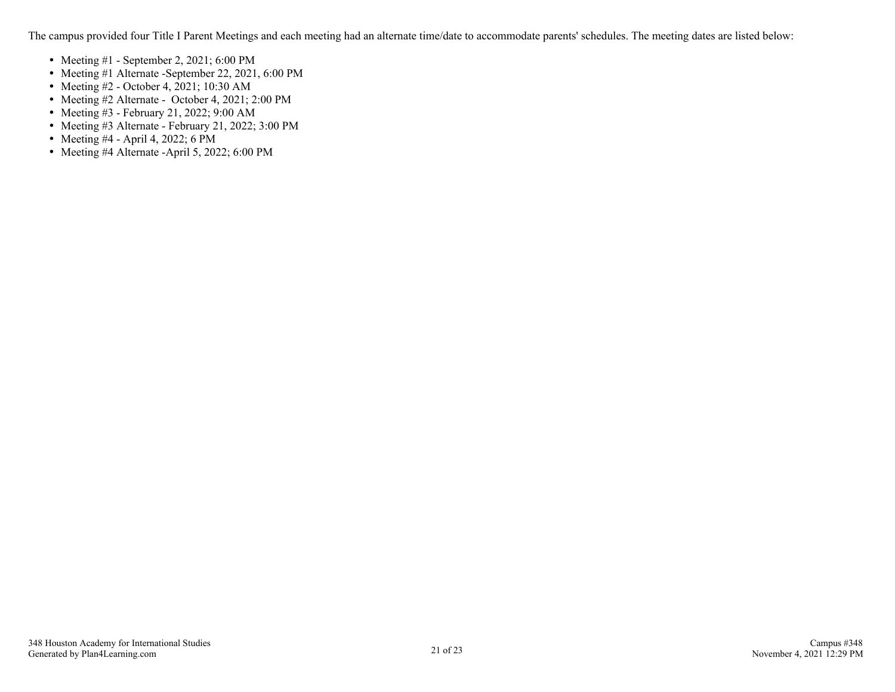The campus provided four Title I Parent Meetings and each meeting had an alternate time/date to accommodate parents' schedules. The meeting dates are listed below:

- Meeting #1 - September 2, 2021; 6:00 PM
- Meeting #1 Alternate -September 22, 2021, 6:00 PM
- Meeting #2 - October 4, 2021; 10:30 AM
- Meeting #2 Alternate - October 4, 2021; 2:00 PM
- Meeting #3 - February 21, 2022; 9:00 AM
- Meeting #3 Alternate - February 21, 2022; 3:00 PM
- Meeting #4 - April 4, 2022; 6 PM
- Meeting #4 Alternate -April 5, 2022; 6:00 PM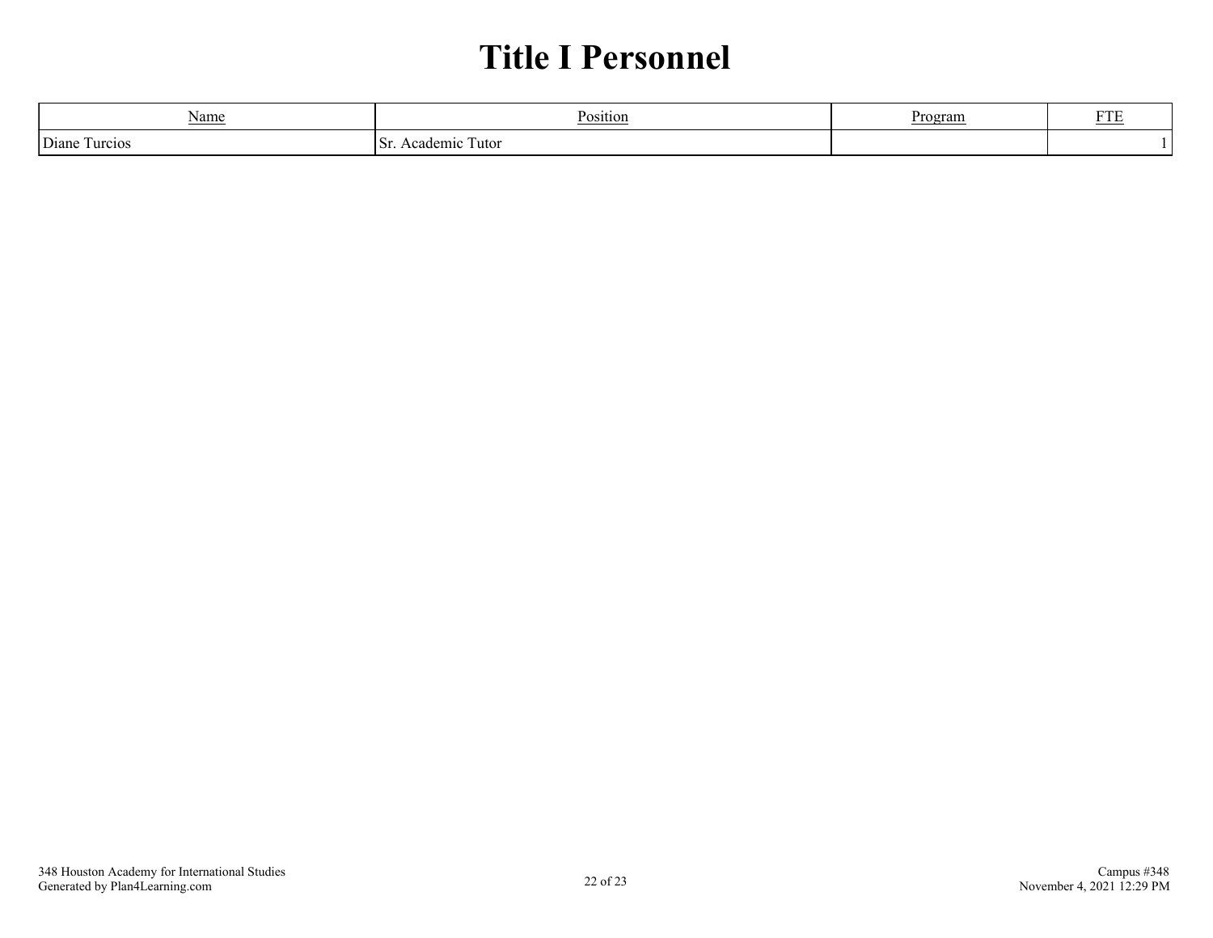# Title I Personnel

| Name | Position | Program | FTE |
|---|---|---|---|
| Diane Turcios | Sr. Academic Tutor | | 1 |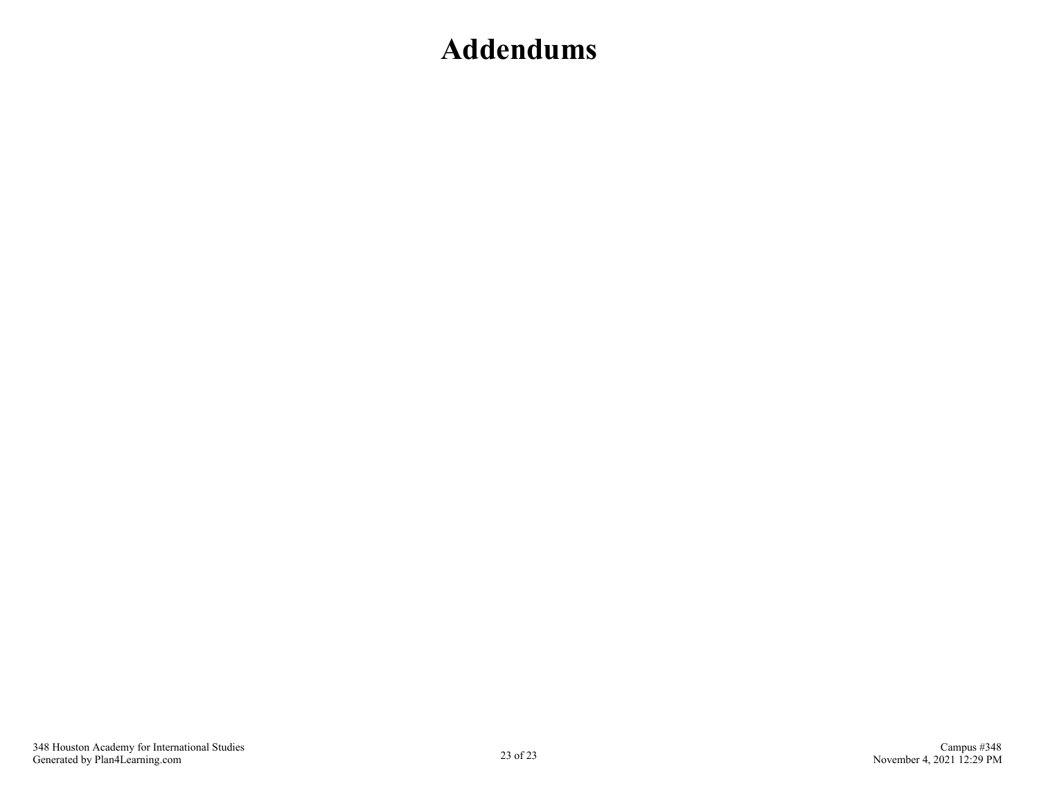# Addendums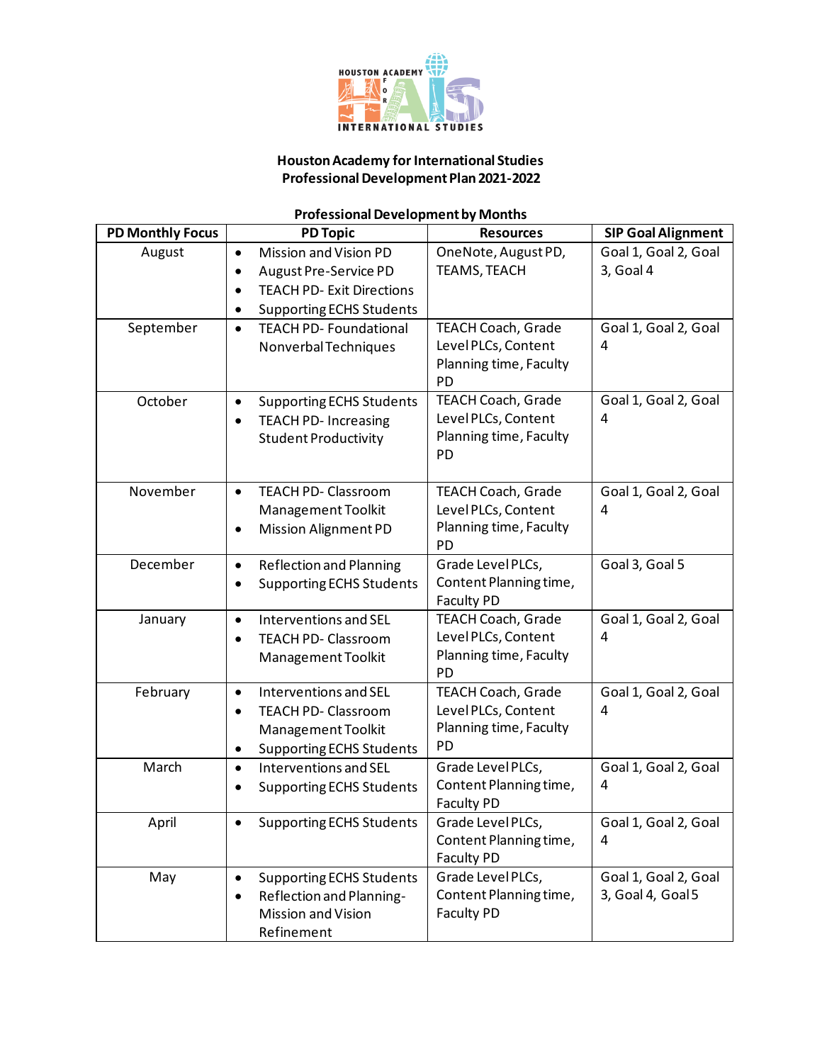**Houston Academy for International Studies**
**Professional Development Plan 2021-2022**

**Professional Development by Months**

| PD Monthly Focus | PD Topic | Resources | SIP Goal Alignment |
|---|---|---|---|
| August | • Mission and Vision PD<br>• August Pre-Service PD<br>• TEACH PD- Exit Directions<br>• Supporting ECHS Students | OneNote, August PD, TEAMS, TEACH | Goal 1, Goal 2, Goal 3, Goal 4 |
| September | • TEACH PD- Foundational Nonverbal Techniques | TEACH Coach, Grade Level PLCs, Content Planning time, Faculty PD | Goal 1, Goal 2, Goal 4 |
| October | • Supporting ECHS Students<br>• TEACH PD- Increasing Student Productivity | TEACH Coach, Grade Level PLCs, Content Planning time, Faculty PD | Goal 1, Goal 2, Goal 4 |
| November | • TEACH PD- Classroom Management Toolkit<br>• Mission Alignment PD | TEACH Coach, Grade Level PLCs, Content Planning time, Faculty PD | Goal 1, Goal 2, Goal 4 |
| December | • Reflection and Planning<br>• Supporting ECHS Students | Grade Level PLCs, Content Planning time, Faculty PD | Goal 3, Goal 5 |
| January | • Interventions and SEL<br>• TEACH PD- Classroom Management Toolkit | TEACH Coach, Grade Level PLCs, Content Planning time, Faculty PD | Goal 1, Goal 2, Goal 4 |
| February | • Interventions and SEL<br>• TEACH PD- Classroom Management Toolkit<br>• Supporting ECHS Students | TEACH Coach, Grade Level PLCs, Content Planning time, Faculty PD | Goal 1, Goal 2, Goal 4 |
| March | • Interventions and SEL<br>• Supporting ECHS Students | Grade Level PLCs, Content Planning time, Faculty PD | Goal 1, Goal 2, Goal 4 |
| April | • Supporting ECHS Students | Grade Level PLCs, Content Planning time, Faculty PD | Goal 1, Goal 2, Goal 4 |
| May | • Supporting ECHS Students<br>• Reflection and Planning- Mission and Vision Refinement | Grade Level PLCs, Content Planning time, Faculty PD | Goal 1, Goal 2, Goal 3, Goal 4, Goal 5 |